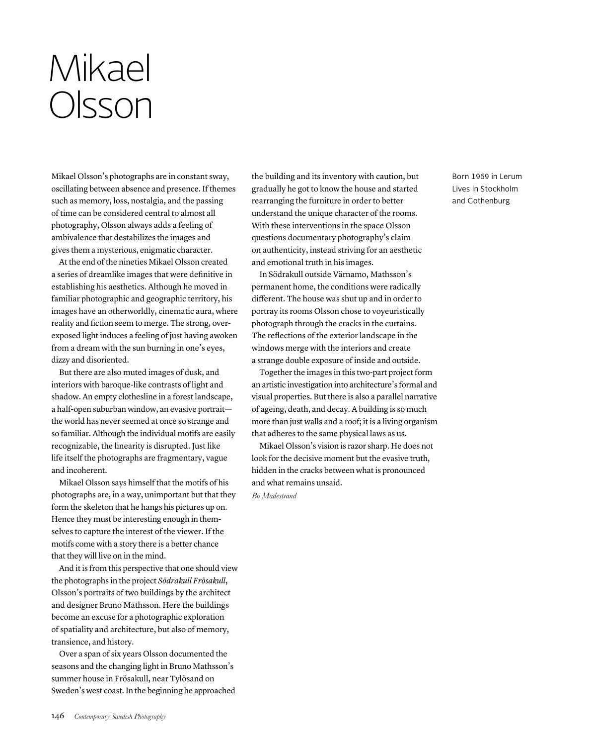# Mikael Olsson

Born 1969 in Lerum
Lives in Stockholm and Gothenburg

Mikael Olsson's photographs are in constant sway, oscillating between absence and presence. If themes such as memory, loss, nostalgia, and the passing of time can be considered central to almost all photography, Olsson always adds a feeling of ambivalence that destabilizes the images and gives them a mysterious, enigmatic character.

At the end of the nineties Mikael Olsson created a series of dreamlike images that were definitive in establishing his aesthetics. Although he moved in familiar photographic and geographic territory, his images have an otherworldly, cinematic aura, where reality and fiction seem to merge. The strong, over-exposed light induces a feeling of just having awoken from a dream with the sun burning in one's eyes, dizzy and disoriented.

But there are also muted images of dusk, and interiors with baroque-like contrasts of light and shadow. An empty clothesline in a forest landscape, a half-open suburban window, an evasive portrait—the world has never seemed at once so strange and so familiar. Although the individual motifs are easily recognizable, the linearity is disrupted. Just like life itself the photographs are fragmentary, vague and incoherent.

Mikael Olsson says himself that the motifs of his photographs are, in a way, unimportant but that they form the skeleton that he hangs his pictures up on. Hence they must be interesting enough in themselves to capture the interest of the viewer. If the motifs come with a story there is a better chance that they will live on in the mind.

And it is from this perspective that one should view the photographs in the project *Södrakull Frösakull*, Olsson's portraits of two buildings by the architect and designer Bruno Mathsson. Here the buildings become an excuse for a photographic exploration of spatiality and architecture, but also of memory, transience, and history.

Over a span of six years Olsson documented the seasons and the changing light in Bruno Mathsson's summer house in Frösakull, near Tylösand on Sweden's west coast. In the beginning he approached the building and its inventory with caution, but gradually he got to know the house and started rearranging the furniture in order to better understand the unique character of the rooms. With these interventions in the space Olsson questions documentary photography's claim on authenticity, instead striving for an aesthetic and emotional truth in his images.

In Södrakull outside Värnamo, Mathsson's permanent home, the conditions were radically different. The house was shut up and in order to portray its rooms Olsson chose to voyeuristically photograph through the cracks in the curtains. The reflections of the exterior landscape in the windows merge with the interiors and create a strange double exposure of inside and outside.

Together the images in this two-part project form an artistic investigation into architecture's formal and visual properties. But there is also a parallel narrative of ageing, death, and decay. A building is so much more than just walls and a roof; it is a living organism that adheres to the same physical laws as us.

Mikael Olsson's vision is razor sharp. He does not look for the decisive moment but the evasive truth, hidden in the cracks between what is pronounced and what remains unsaid.

*Bo Madestrand*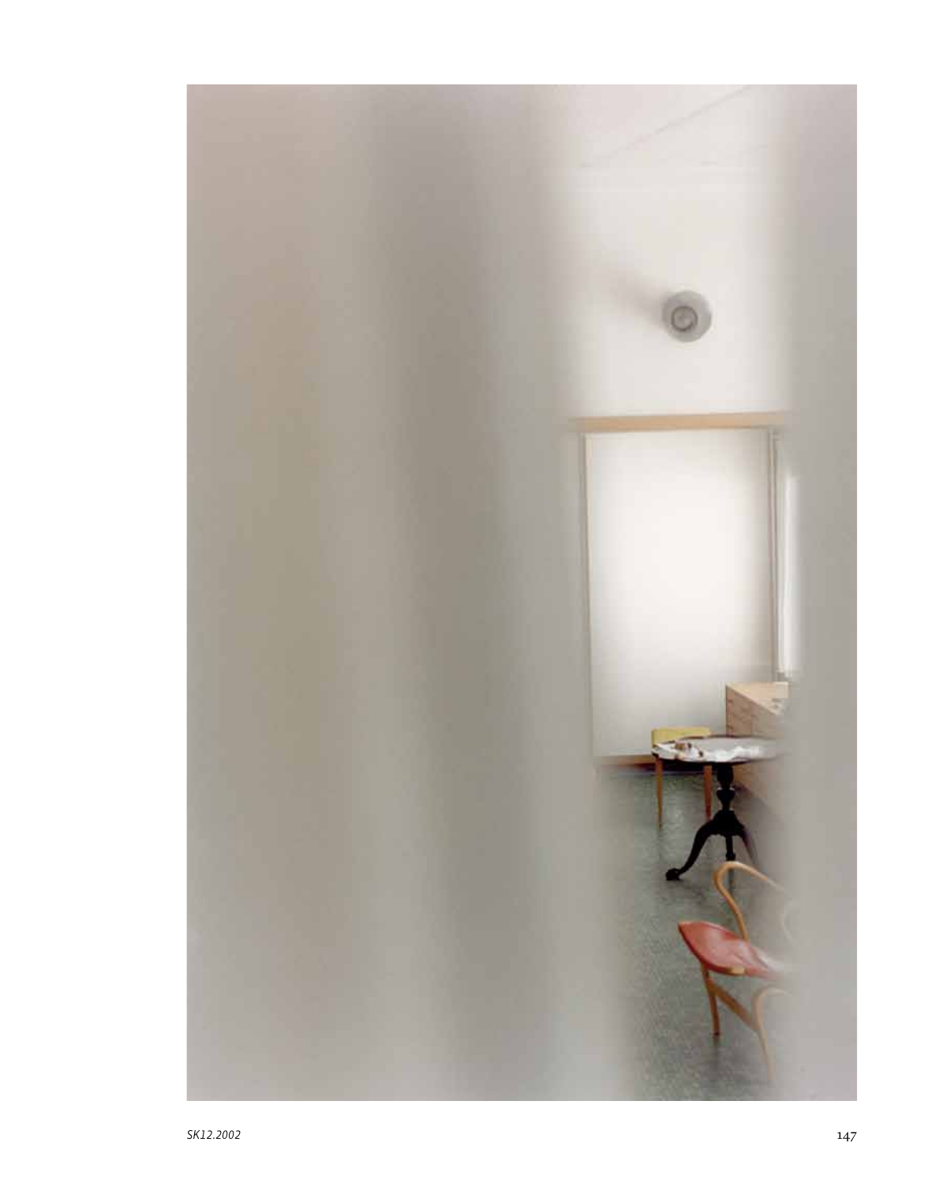*SK12.2002*